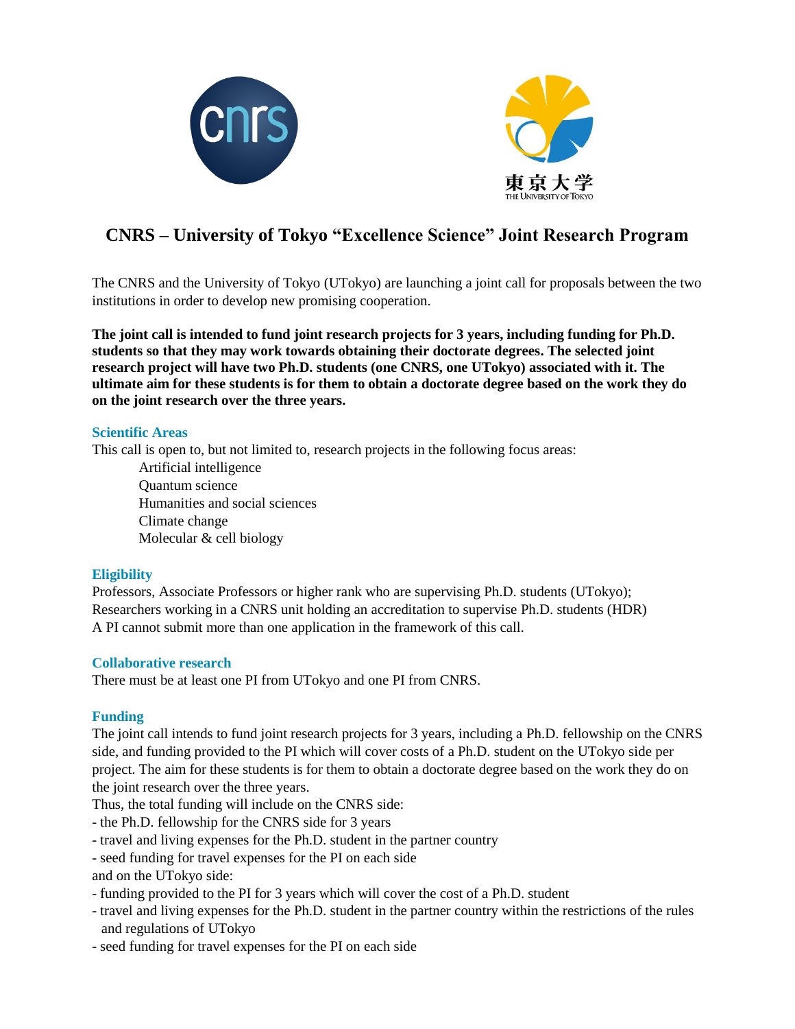# CNRS – University of Tokyo "Excellence Science" Joint Research Program

The CNRS and the University of Tokyo (UTokyo) are launching a joint call for proposals between the two institutions in order to develop new promising cooperation.

**The joint call is intended to fund joint research projects for 3 years, including funding for Ph.D. students so that they may work towards obtaining their doctorate degrees. The selected joint research project will have two Ph.D. students (one CNRS, one UTokyo) associated with it. The ultimate aim for these students is for them to obtain a doctorate degree based on the work they do on the joint research over the three years.**

## Scientific Areas

This call is open to, but not limited to, research projects in the following focus areas:

- Artificial intelligence
- Quantum science
- Humanities and social sciences
- Climate change
- Molecular & cell biology

## Eligibility

Professors, Associate Professors or higher rank who are supervising Ph.D. students (UTokyo);
Researchers working in a CNRS unit holding an accreditation to supervise Ph.D. students (HDR)
A PI cannot submit more than one application in the framework of this call.

## Collaborative research

There must be at least one PI from UTokyo and one PI from CNRS.

## Funding

The joint call intends to fund joint research projects for 3 years, including a Ph.D. fellowship on the CNRS side, and funding provided to the PI which will cover costs of a Ph.D. student on the UTokyo side per project. The aim for these students is for them to obtain a doctorate degree based on the work they do on the joint research over the three years.

Thus, the total funding will include on the CNRS side:

- the Ph.D. fellowship for the CNRS side for 3 years
- travel and living expenses for the Ph.D. student in the partner country
- seed funding for travel expenses for the PI on each side

and on the UTokyo side:

- funding provided to the PI for 3 years which will cover the cost of a Ph.D. student
- travel and living expenses for the Ph.D. student in the partner country within the restrictions of the rules and regulations of UTokyo
- seed funding for travel expenses for the PI on each side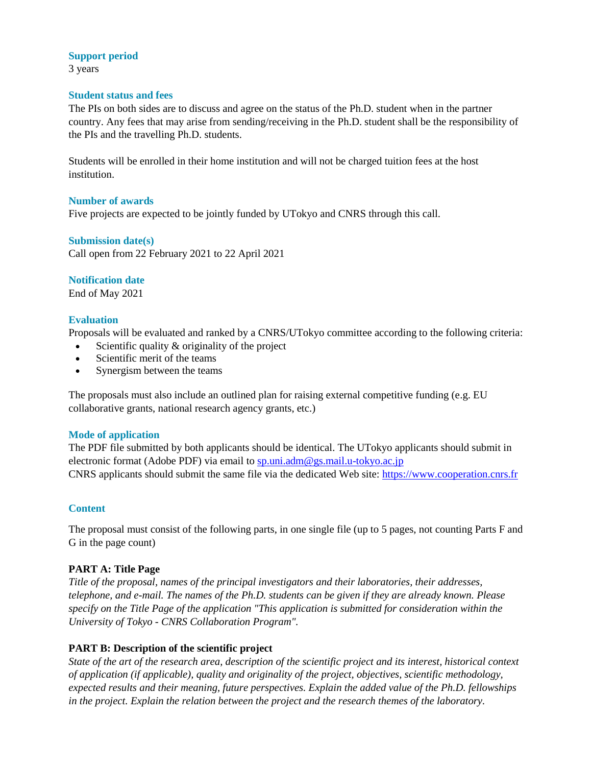### Support period

3 years

### Student status and fees

The PIs on both sides are to discuss and agree on the status of the Ph.D. student when in the partner country. Any fees that may arise from sending/receiving in the Ph.D. student shall be the responsibility of the PIs and the travelling Ph.D. students.

Students will be enrolled in their home institution and will not be charged tuition fees at the host institution.

### Number of awards

Five projects are expected to be jointly funded by UTokyo and CNRS through this call.

### Submission date(s)

Call open from 22 February 2021 to 22 April 2021

### Notification date

End of May 2021

### Evaluation

Proposals will be evaluated and ranked by a CNRS/UTokyo committee according to the following criteria:

- Scientific quality & originality of the project
- Scientific merit of the teams
- Synergism between the teams

The proposals must also include an outlined plan for raising external competitive funding (e.g. EU collaborative grants, national research agency grants, etc.)

### Mode of application

The PDF file submitted by both applicants should be identical. The UTokyo applicants should submit in electronic format (Adobe PDF) via email to sp.uni.adm@gs.mail.u-tokyo.ac.jp
CNRS applicants should submit the same file via the dedicated Web site: https://www.cooperation.cnrs.fr

### Content

The proposal must consist of the following parts, in one single file (up to 5 pages, not counting Parts F and G in the page count)

**PART A: Title Page**

*Title of the proposal, names of the principal investigators and their laboratories, their addresses, telephone, and e-mail. The names of the Ph.D. students can be given if they are already known. Please specify on the Title Page of the application "This application is submitted for consideration within the University of Tokyo - CNRS Collaboration Program".*

**PART B: Description of the scientific project**

*State of the art of the research area, description of the scientific project and its interest, historical context of application (if applicable), quality and originality of the project, objectives, scientific methodology, expected results and their meaning, future perspectives. Explain the added value of the Ph.D. fellowships in the project. Explain the relation between the project and the research themes of the laboratory.*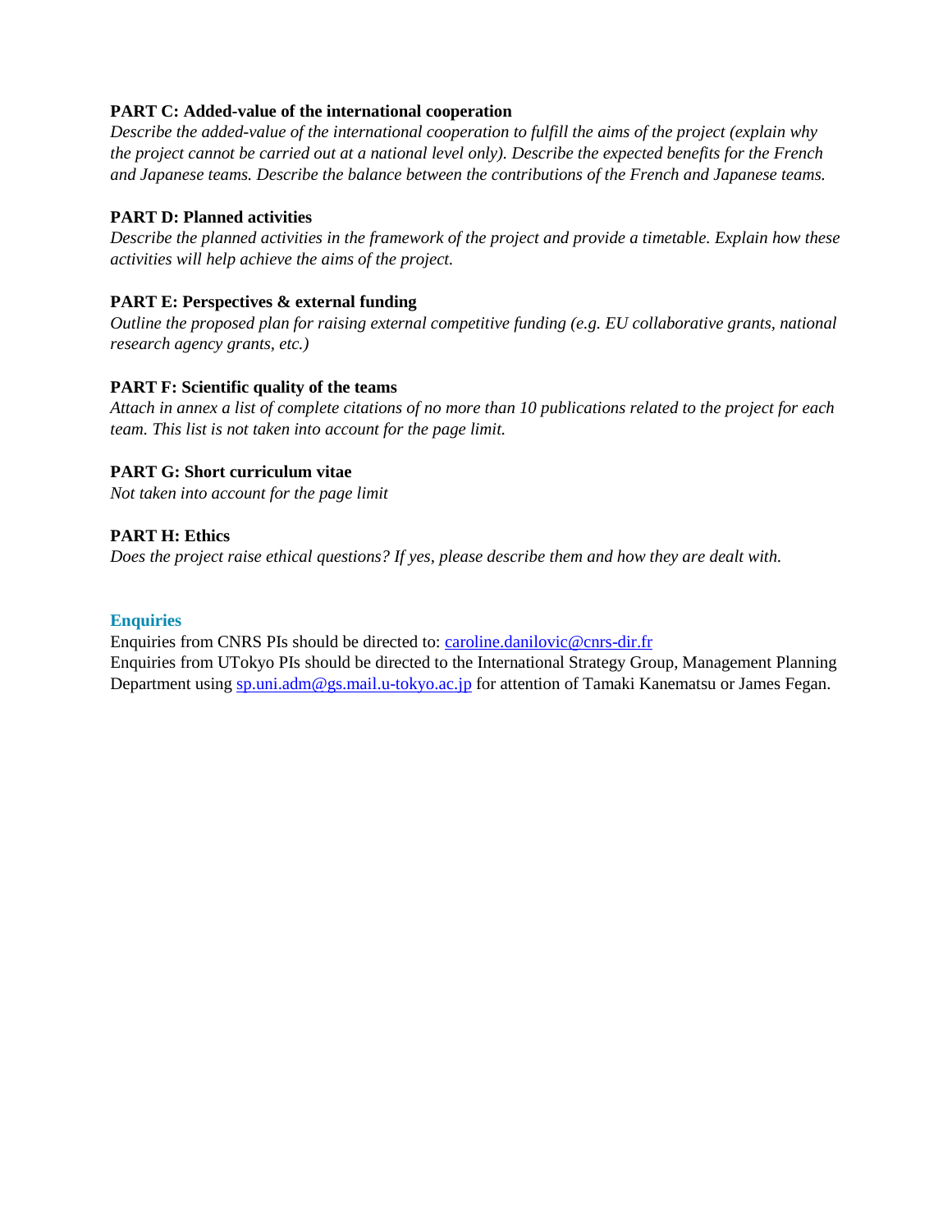**PART C: Added-value of the international cooperation**

*Describe the added-value of the international cooperation to fulfill the aims of the project (explain why the project cannot be carried out at a national level only). Describe the expected benefits for the French and Japanese teams. Describe the balance between the contributions of the French and Japanese teams.*

**PART D: Planned activities**

*Describe the planned activities in the framework of the project and provide a timetable. Explain how these activities will help achieve the aims of the project.*

**PART E: Perspectives & external funding**

*Outline the proposed plan for raising external competitive funding (e.g. EU collaborative grants, national research agency grants, etc.)*

**PART F: Scientific quality of the teams**

*Attach in annex a list of complete citations of no more than 10 publications related to the project for each team. This list is not taken into account for the page limit.*

**PART G: Short curriculum vitae**

*Not taken into account for the page limit*

**PART H: Ethics**

*Does the project raise ethical questions? If yes, please describe them and how they are dealt with.*

## Enquiries

Enquiries from CNRS PIs should be directed to: caroline.danilovic@cnrs-dir.fr

Enquiries from UTokyo PIs should be directed to the International Strategy Group, Management Planning Department using sp.uni.adm@gs.mail.u-tokyo.ac.jp for attention of Tamaki Kanematsu or James Fegan.